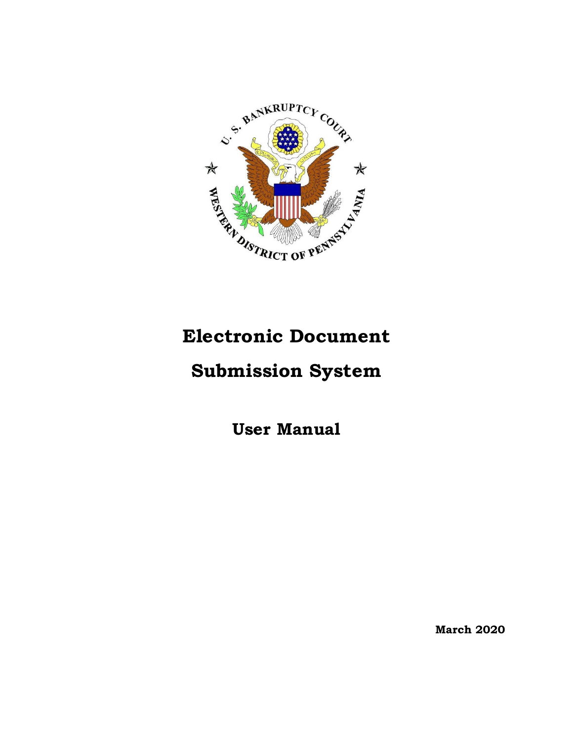# Electronic Document

# Submission System

## User Manual

**March 2020**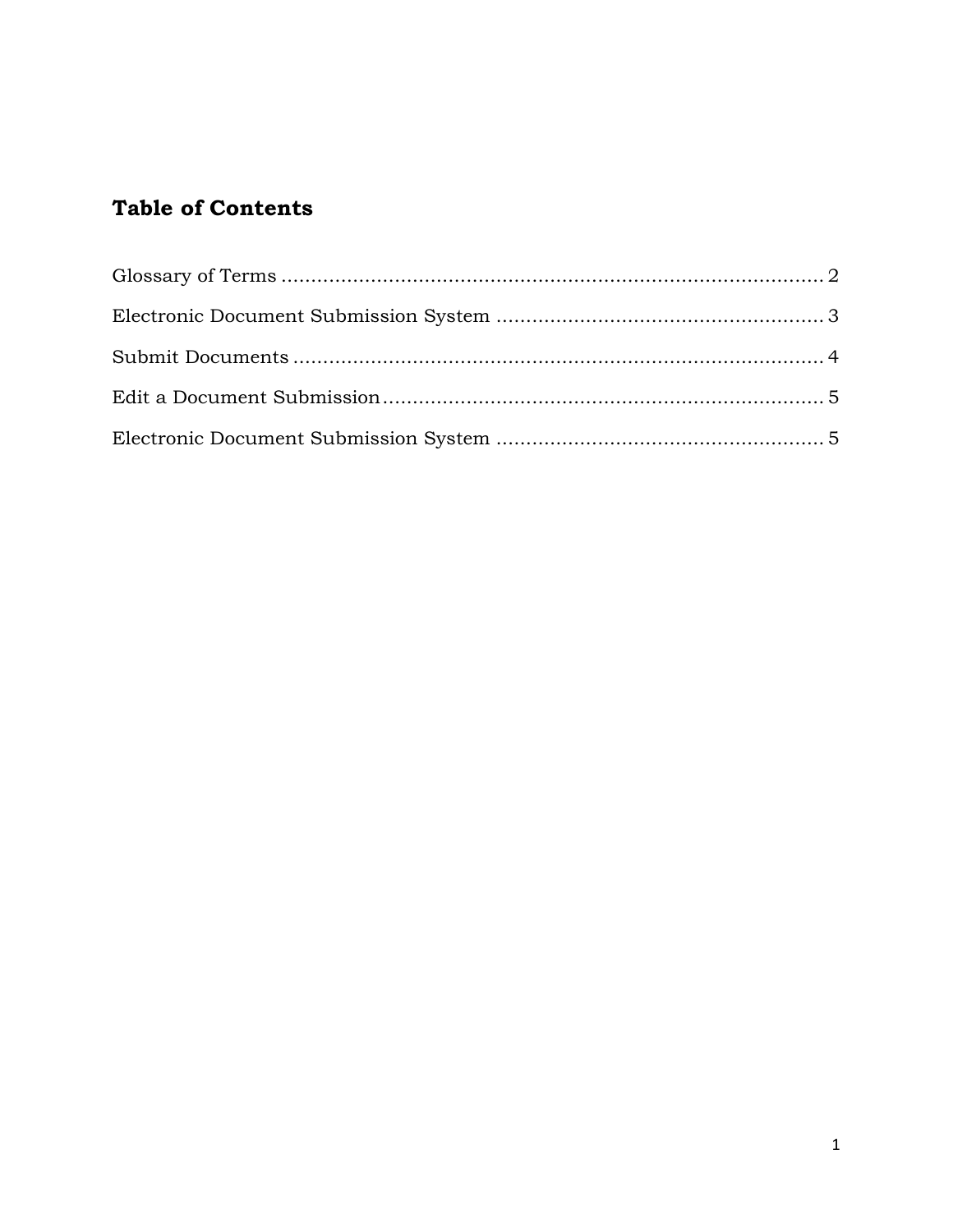## Table of Contents

Glossary of Terms ........................................................................................ 2

Electronic Document Submission System ...................................................... 3

Submit Documents ....................................................................................... 4

Edit a Document Submission ........................................................................ 5

Electronic Document Submission System ...................................................... 5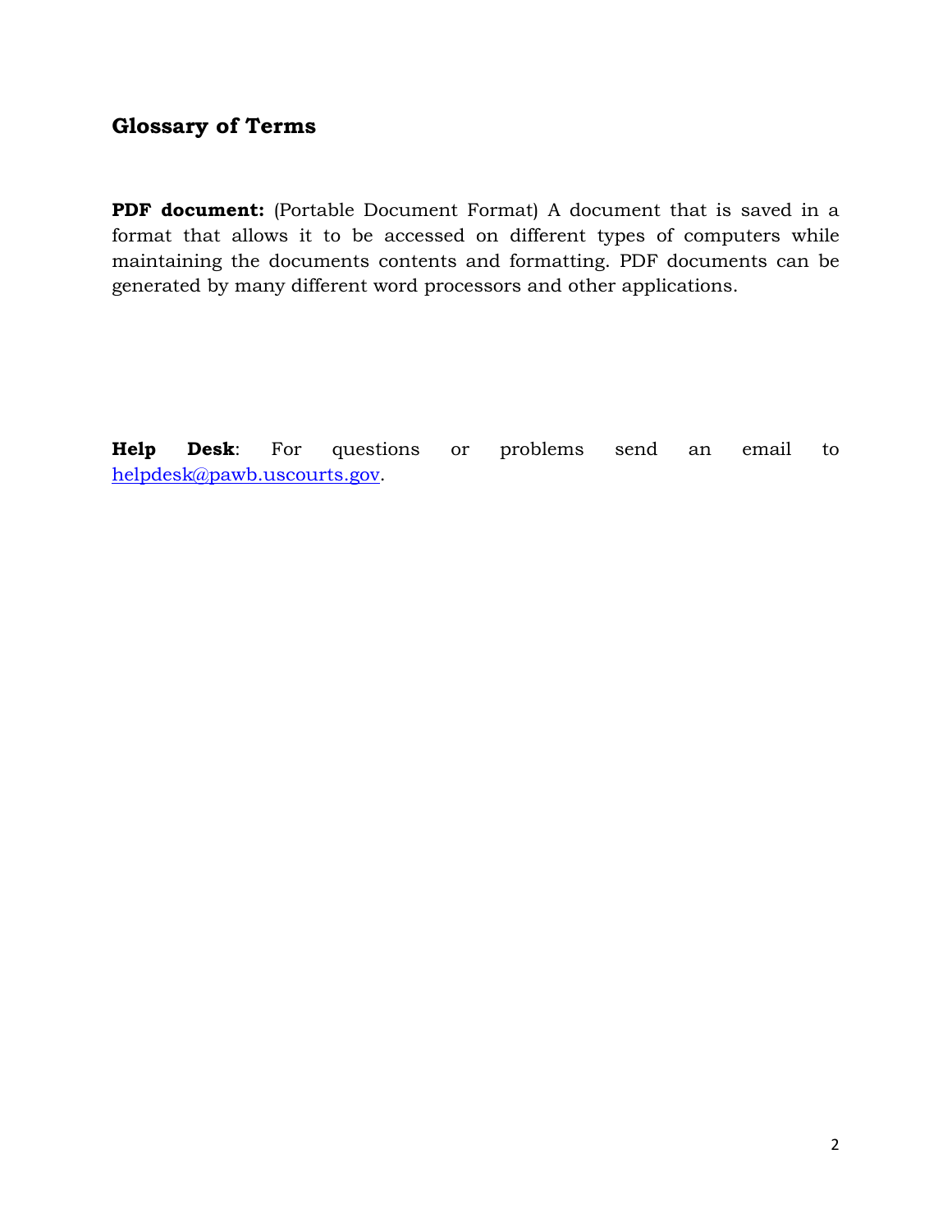## Glossary of Terms

**PDF document:** (Portable Document Format) A document that is saved in a format that allows it to be accessed on different types of computers while maintaining the documents contents and formatting. PDF documents can be generated by many different word processors and other applications.

**Help Desk**: For questions or problems send an email to helpdesk@pawb.uscourts.gov.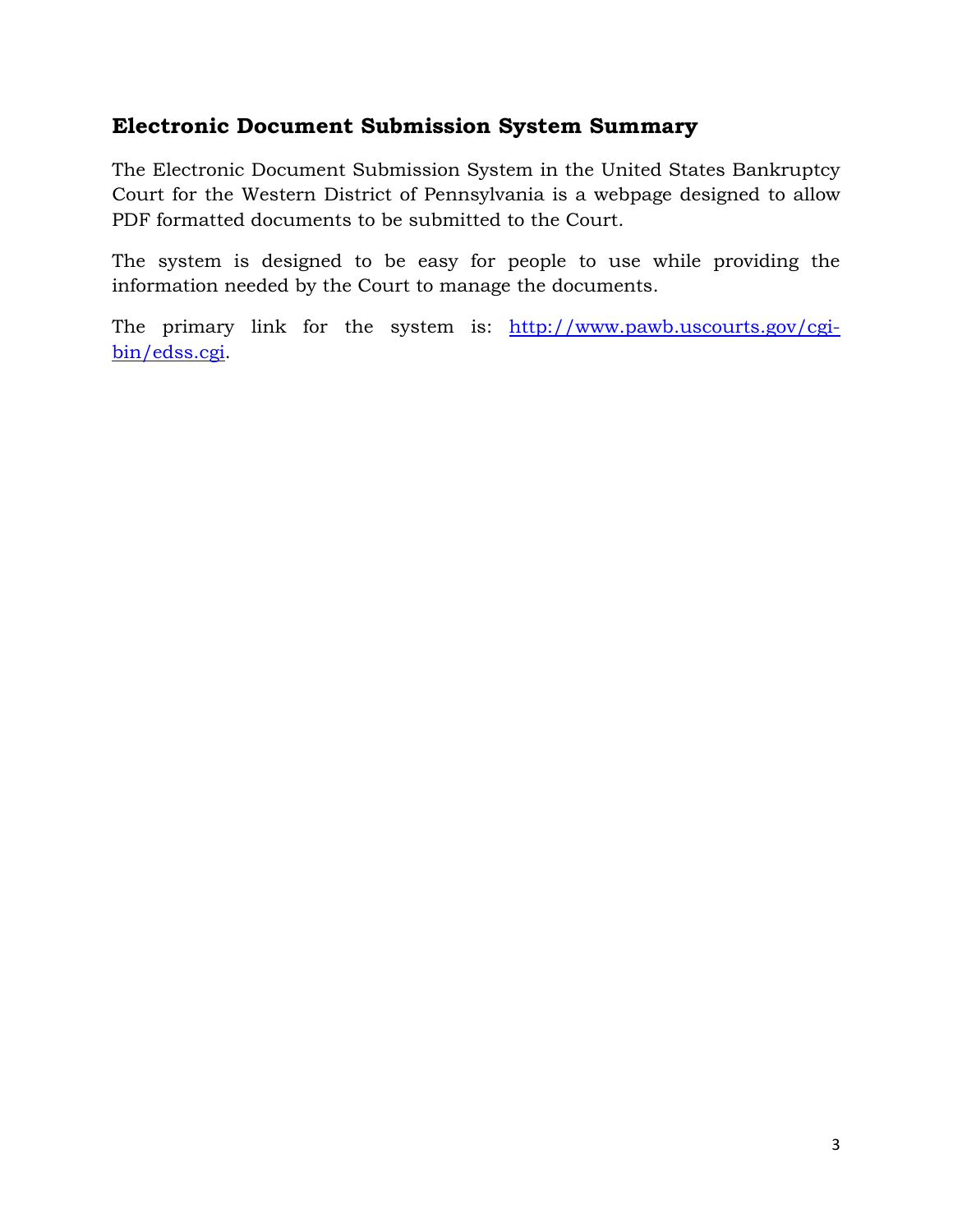## Electronic Document Submission System Summary

The Electronic Document Submission System in the United States Bankruptcy Court for the Western District of Pennsylvania is a webpage designed to allow PDF formatted documents to be submitted to the Court.

The system is designed to be easy for people to use while providing the information needed by the Court to manage the documents.

The primary link for the system is: [http://www.pawb.uscourts.gov/cgi-bin/edss.cgi](http://www.pawb.uscourts.gov/cgi-bin/edss.cgi).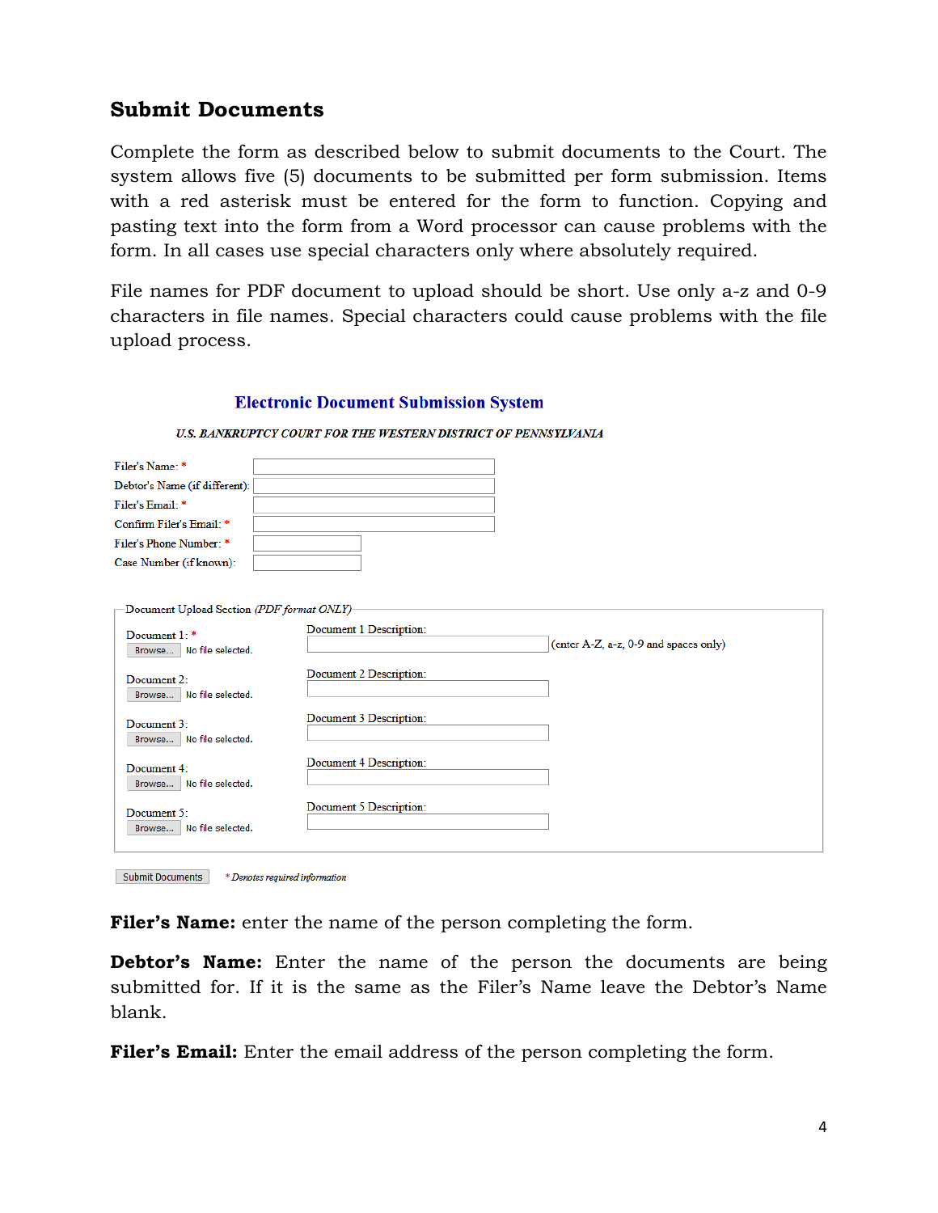## Submit Documents

Complete the form as described below to submit documents to the Court. The system allows five (5) documents to be submitted per form submission. Items with a red asterisk must be entered for the form to function. Copying and pasting text into the form from a Word processor can cause problems with the form. In all cases use special characters only where absolutely required.

File names for PDF document to upload should be short. Use only a-z and 0-9 characters in file names. Special characters could cause problems with the file upload process.

**Electronic Document Submission System**

*U.S. BANKRUPTCY COURT FOR THE WESTERN DISTRICT OF PENNSYLVANIA*

Filer's Name: *

Debtor's Name (if different):

Filer's Email: *

Confirm Filer's Email: *

Filer's Phone Number: *

Case Number (if known):

Document Upload Section *(PDF format ONLY)*

| | |
|---|---|
| Document 1: * Browse... No file selected. | Document 1 Description: (enter A-Z, a-z, 0-9 and spaces only) |
| Document 2: Browse... No file selected. | Document 2 Description: |
| Document 3: Browse... No file selected. | Document 3 Description: |
| Document 4: Browse... No file selected. | Document 4 Description: |
| Document 5: Browse... No file selected. | Document 5 Description: |

Submit Documents   * *Denotes required information*

**Filer's Name:** enter the name of the person completing the form.

**Debtor's Name:** Enter the name of the person the documents are being submitted for. If it is the same as the Filer's Name leave the Debtor's Name blank.

**Filer's Email:** Enter the email address of the person completing the form.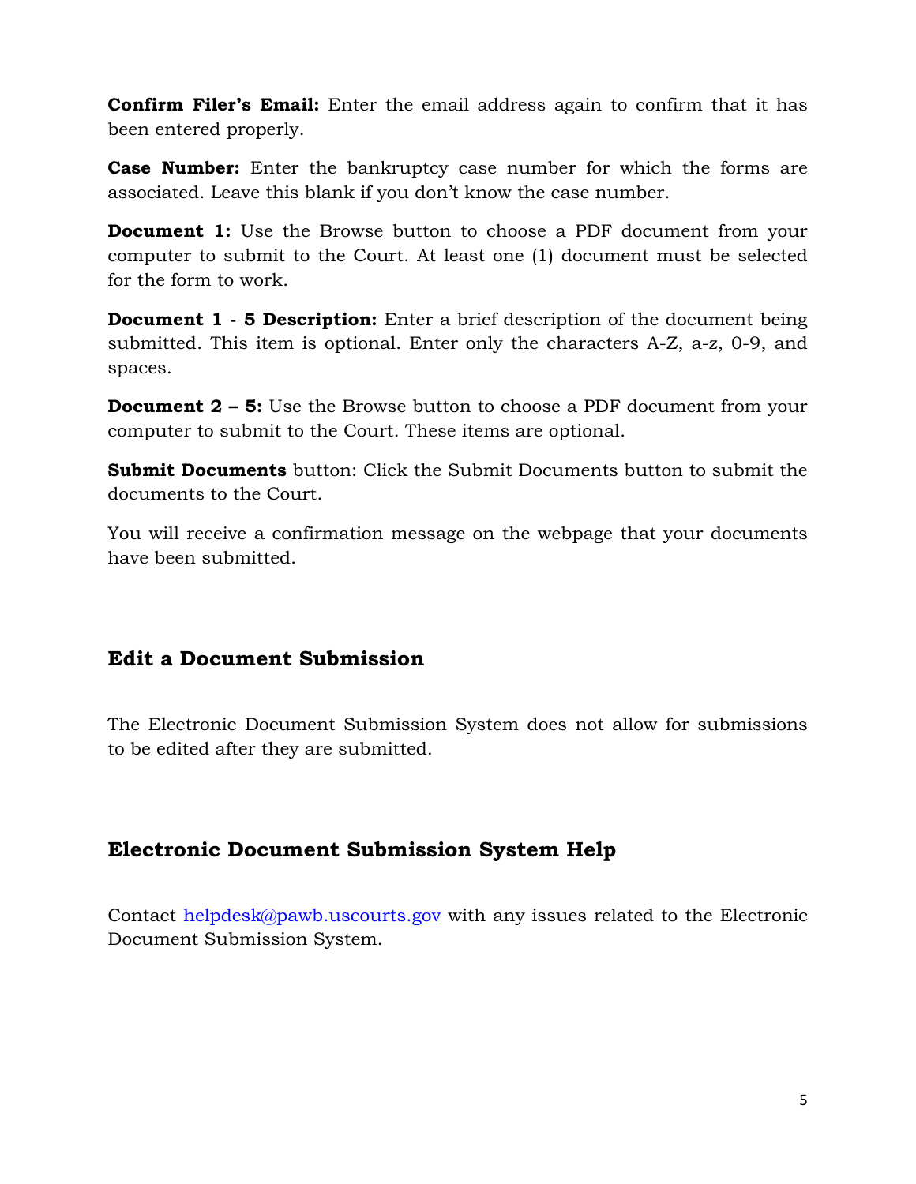**Confirm Filer's Email:** Enter the email address again to confirm that it has been entered properly.

**Case Number:** Enter the bankruptcy case number for which the forms are associated. Leave this blank if you don't know the case number.

**Document 1:** Use the Browse button to choose a PDF document from your computer to submit to the Court. At least one (1) document must be selected for the form to work.

**Document 1 - 5 Description:** Enter a brief description of the document being submitted. This item is optional. Enter only the characters A-Z, a-z, 0-9, and spaces.

**Document 2 – 5:** Use the Browse button to choose a PDF document from your computer to submit to the Court. These items are optional.

**Submit Documents** button: Click the Submit Documents button to submit the documents to the Court.

You will receive a confirmation message on the webpage that your documents have been submitted.

## Edit a Document Submission

The Electronic Document Submission System does not allow for submissions to be edited after they are submitted.

## Electronic Document Submission System Help

Contact helpdesk@pawb.uscourts.gov with any issues related to the Electronic Document Submission System.